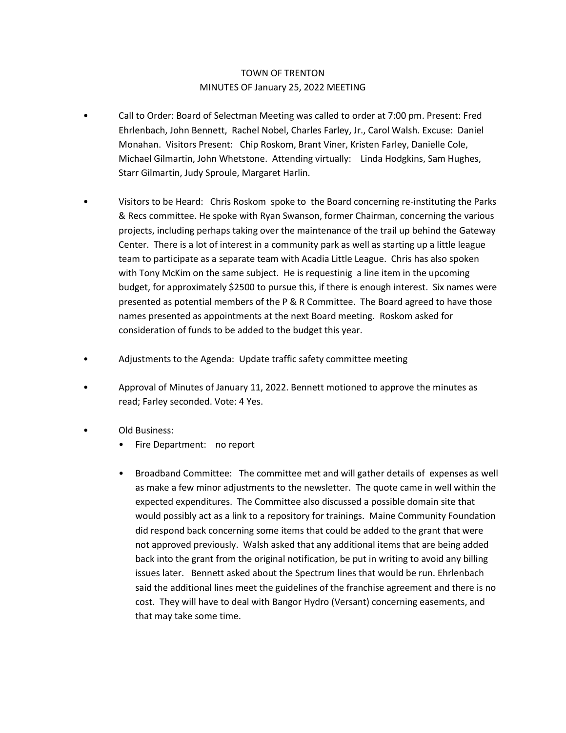TOWN OF TRENTON
MINUTES OF January 25, 2022 MEETING

- Call to Order: Board of Selectman Meeting was called to order at 7:00 pm. Present: Fred Ehrlenbach, John Bennett, Rachel Nobel, Charles Farley, Jr., Carol Walsh. Excuse: Daniel Monahan. Visitors Present: Chip Roskom, Brant Viner, Kristen Farley, Danielle Cole, Michael Gilmartin, John Whetstone. Attending virtually: Linda Hodgkins, Sam Hughes, Starr Gilmartin, Judy Sproule, Margaret Harlin.

- Visitors to be Heard: Chris Roskom spoke to the Board concerning re-instituting the Parks & Recs committee. He spoke with Ryan Swanson, former Chairman, concerning the various projects, including perhaps taking over the maintenance of the trail up behind the Gateway Center. There is a lot of interest in a community park as well as starting up a little league team to participate as a separate team with Acadia Little League. Chris has also spoken with Tony McKim on the same subject. He is requestinig a line item in the upcoming budget, for approximately $2500 to pursue this, if there is enough interest. Six names were presented as potential members of the P & R Committee. The Board agreed to have those names presented as appointments at the next Board meeting. Roskom asked for consideration of funds to be added to the budget this year.

- Adjustments to the Agenda: Update traffic safety committee meeting

- Approval of Minutes of January 11, 2022. Bennett motioned to approve the minutes as read; Farley seconded. Vote: 4 Yes.

- Old Business:
  - Fire Department: no report

  - Broadband Committee: The committee met and will gather details of expenses as well as make a few minor adjustments to the newsletter. The quote came in well within the expected expenditures. The Committee also discussed a possible domain site that would possibly act as a link to a repository for trainings. Maine Community Foundation did respond back concerning some items that could be added to the grant that were not approved previously. Walsh asked that any additional items that are being added back into the grant from the original notification, be put in writing to avoid any billing issues later. Bennett asked about the Spectrum lines that would be run. Ehrlenbach said the additional lines meet the guidelines of the franchise agreement and there is no cost. They will have to deal with Bangor Hydro (Versant) concerning easements, and that may take some time.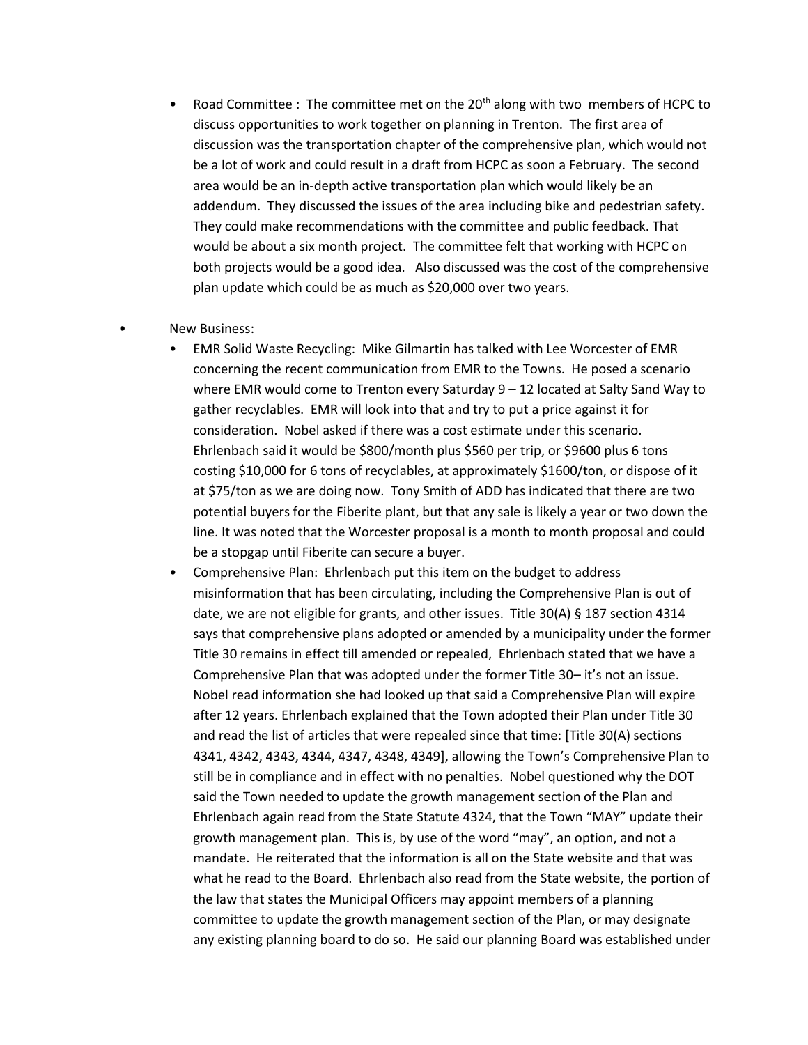- Road Committee : The committee met on the 20th along with two members of HCPC to discuss opportunities to work together on planning in Trenton. The first area of discussion was the transportation chapter of the comprehensive plan, which would not be a lot of work and could result in a draft from HCPC as soon a February. The second area would be an in-depth active transportation plan which would likely be an addendum. They discussed the issues of the area including bike and pedestrian safety. They could make recommendations with the committee and public feedback. That would be about a six month project. The committee felt that working with HCPC on both projects would be a good idea. Also discussed was the cost of the comprehensive plan update which could be as much as $20,000 over two years.

- New Business:
  - EMR Solid Waste Recycling: Mike Gilmartin has talked with Lee Worcester of EMR concerning the recent communication from EMR to the Towns. He posed a scenario where EMR would come to Trenton every Saturday 9 – 12 located at Salty Sand Way to gather recyclables. EMR will look into that and try to put a price against it for consideration. Nobel asked if there was a cost estimate under this scenario. Ehrlenbach said it would be $800/month plus $560 per trip, or $9600 plus 6 tons costing $10,000 for 6 tons of recyclables, at approximately $1600/ton, or dispose of it at $75/ton as we are doing now. Tony Smith of ADD has indicated that there are two potential buyers for the Fiberite plant, but that any sale is likely a year or two down the line. It was noted that the Worcester proposal is a month to month proposal and could be a stopgap until Fiberite can secure a buyer.
  - Comprehensive Plan: Ehrlenbach put this item on the budget to address misinformation that has been circulating, including the Comprehensive Plan is out of date, we are not eligible for grants, and other issues. Title 30(A) § 187 section 4314 says that comprehensive plans adopted or amended by a municipality under the former Title 30 remains in effect till amended or repealed, Ehrlenbach stated that we have a Comprehensive Plan that was adopted under the former Title 30– it's not an issue. Nobel read information she had looked up that said a Comprehensive Plan will expire after 12 years. Ehrlenbach explained that the Town adopted their Plan under Title 30 and read the list of articles that were repealed since that time: [Title 30(A) sections 4341, 4342, 4343, 4344, 4347, 4348, 4349], allowing the Town's Comprehensive Plan to still be in compliance and in effect with no penalties. Nobel questioned why the DOT said the Town needed to update the growth management section of the Plan and Ehrlenbach again read from the State Statute 4324, that the Town "MAY" update their growth management plan. This is, by use of the word "may", an option, and not a mandate. He reiterated that the information is all on the State website and that was what he read to the Board. Ehrlenbach also read from the State website, the portion of the law that states the Municipal Officers may appoint members of a planning committee to update the growth management section of the Plan, or may designate any existing planning board to do so. He said our planning Board was established under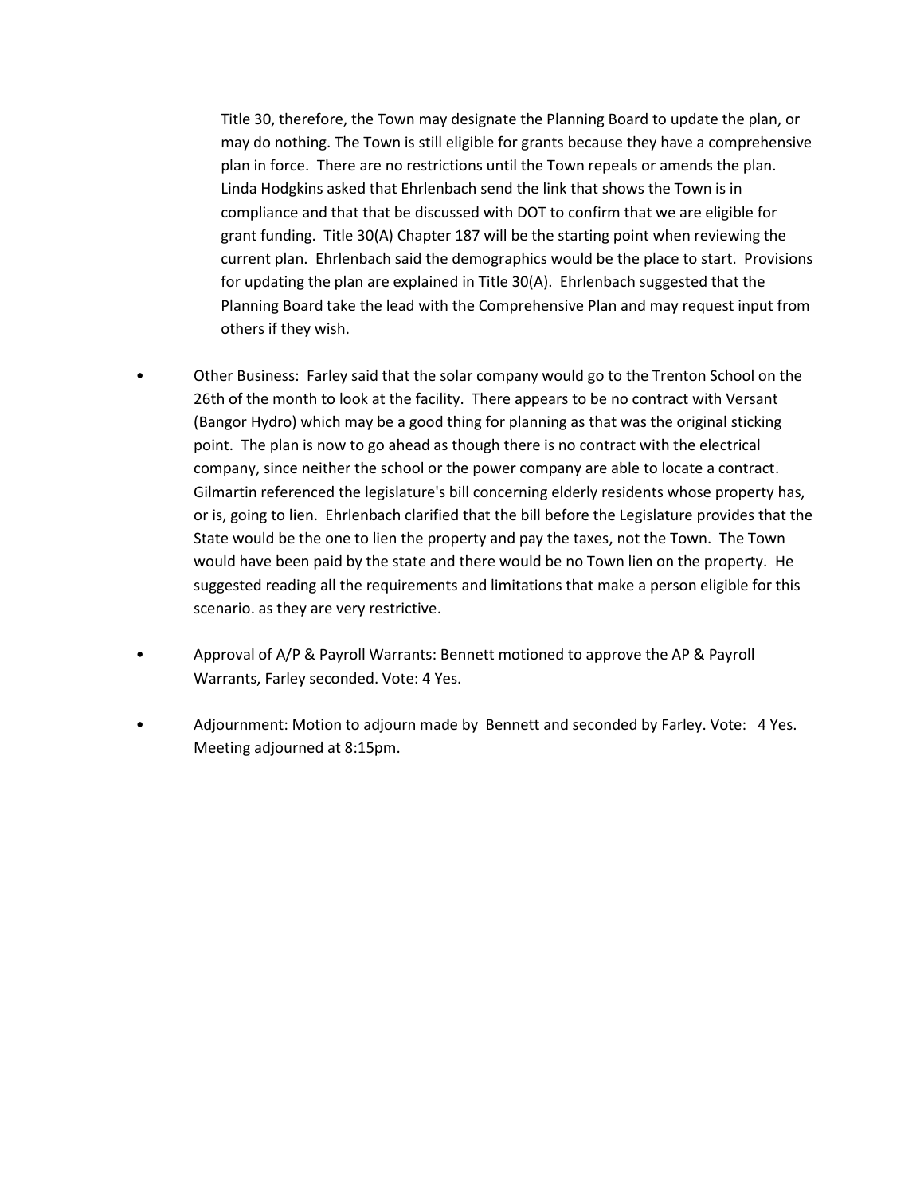Title 30, therefore, the Town may designate the Planning Board to update the plan, or may do nothing. The Town is still eligible for grants because they have a comprehensive plan in force. There are no restrictions until the Town repeals or amends the plan. Linda Hodgkins asked that Ehrlenbach send the link that shows the Town is in compliance and that that be discussed with DOT to confirm that we are eligible for grant funding. Title 30(A) Chapter 187 will be the starting point when reviewing the current plan. Ehrlenbach said the demographics would be the place to start. Provisions for updating the plan are explained in Title 30(A). Ehrlenbach suggested that the Planning Board take the lead with the Comprehensive Plan and may request input from others if they wish.

- Other Business: Farley said that the solar company would go to the Trenton School on the 26th of the month to look at the facility. There appears to be no contract with Versant (Bangor Hydro) which may be a good thing for planning as that was the original sticking point. The plan is now to go ahead as though there is no contract with the electrical company, since neither the school or the power company are able to locate a contract. Gilmartin referenced the legislature's bill concerning elderly residents whose property has, or is, going to lien. Ehrlenbach clarified that the bill before the Legislature provides that the State would be the one to lien the property and pay the taxes, not the Town. The Town would have been paid by the state and there would be no Town lien on the property. He suggested reading all the requirements and limitations that make a person eligible for this scenario. as they are very restrictive.

- Approval of A/P & Payroll Warrants: Bennett motioned to approve the AP & Payroll Warrants, Farley seconded. Vote: 4 Yes.

- Adjournment: Motion to adjourn made by Bennett and seconded by Farley. Vote: 4 Yes. Meeting adjourned at 8:15pm.